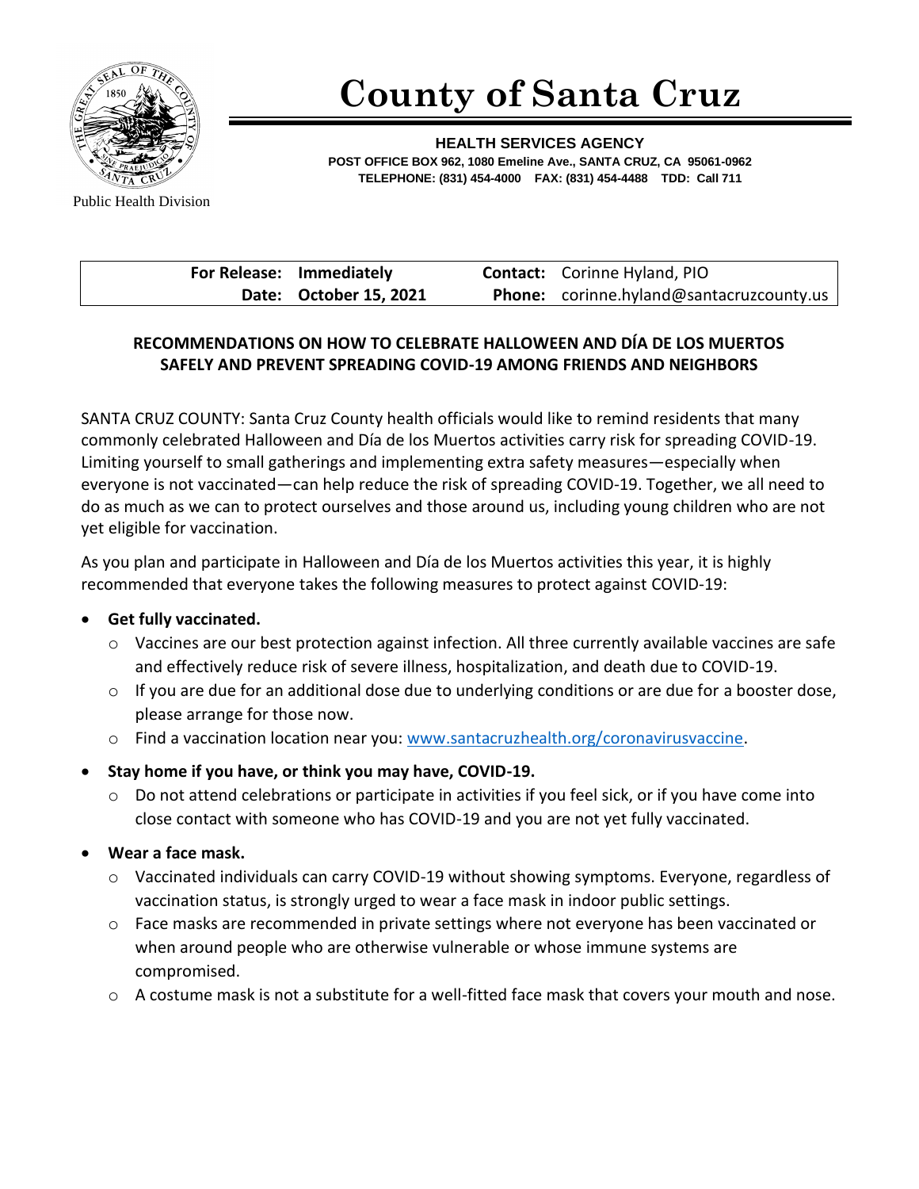# County of Santa Cruz

**HEALTH SERVICES AGENCY**
**POST OFFICE BOX 962, 1080 Emeline Ave., SANTA CRUZ, CA 95061-0962**
**TELEPHONE: (831) 454-4000 FAX: (831) 454-4488 TDD: Call 711**

Public Health Division

| | |
|---|---|
| **For Release:** Immediately | **Contact:** Corinne Hyland, PIO |
| **Date:** October 15, 2021 | **Phone:** corinne.hyland@santacruzcounty.us |

## RECOMMENDATIONS ON HOW TO CELEBRATE HALLOWEEN AND DÍA DE LOS MUERTOS SAFELY AND PREVENT SPREADING COVID-19 AMONG FRIENDS AND NEIGHBORS

SANTA CRUZ COUNTY: Santa Cruz County health officials would like to remind residents that many commonly celebrated Halloween and Día de los Muertos activities carry risk for spreading COVID-19. Limiting yourself to small gatherings and implementing extra safety measures—especially when everyone is not vaccinated—can help reduce the risk of spreading COVID-19. Together, we all need to do as much as we can to protect ourselves and those around us, including young children who are not yet eligible for vaccination.

As you plan and participate in Halloween and Día de los Muertos activities this year, it is highly recommended that everyone takes the following measures to protect against COVID-19:

- **Get fully vaccinated.**
  - Vaccines are our best protection against infection. All three currently available vaccines are safe and effectively reduce risk of severe illness, hospitalization, and death due to COVID-19.
  - If you are due for an additional dose due to underlying conditions or are due for a booster dose, please arrange for those now.
  - Find a vaccination location near you: [www.santacruzhealth.org/coronavirusvaccine](www.santacruzhealth.org/coronavirusvaccine).
- **Stay home if you have, or think you may have, COVID-19.**
  - Do not attend celebrations or participate in activities if you feel sick, or if you have come into close contact with someone who has COVID-19 and you are not yet fully vaccinated.
- **Wear a face mask.**
  - Vaccinated individuals can carry COVID-19 without showing symptoms. Everyone, regardless of vaccination status, is strongly urged to wear a face mask in indoor public settings.
  - Face masks are recommended in private settings where not everyone has been vaccinated or when around people who are otherwise vulnerable or whose immune systems are compromised.
  - A costume mask is not a substitute for a well-fitted face mask that covers your mouth and nose.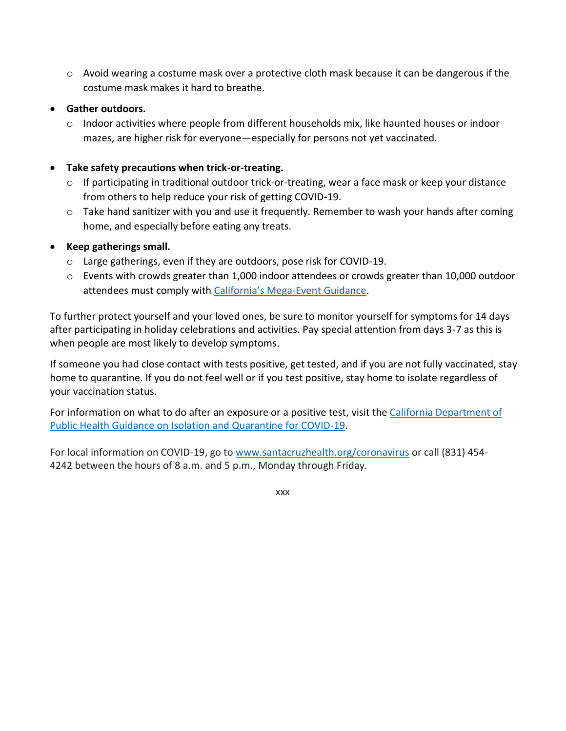- Avoid wearing a costume mask over a protective cloth mask because it can be dangerous if the costume mask makes it hard to breathe.

- **Gather outdoors.**
  - Indoor activities where people from different households mix, like haunted houses or indoor mazes, are higher risk for everyone—especially for persons not yet vaccinated.

- **Take safety precautions when trick-or-treating.**
  - If participating in traditional outdoor trick-or-treating, wear a face mask or keep your distance from others to help reduce your risk of getting COVID-19.
  - Take hand sanitizer with you and use it frequently. Remember to wash your hands after coming home, and especially before eating any treats.

- **Keep gatherings small.**
  - Large gatherings, even if they are outdoors, pose risk for COVID-19.
  - Events with crowds greater than 1,000 indoor attendees or crowds greater than 10,000 outdoor attendees must comply with California's Mega-Event Guidance.

To further protect yourself and your loved ones, be sure to monitor yourself for symptoms for 14 days after participating in holiday celebrations and activities. Pay special attention from days 3-7 as this is when people are most likely to develop symptoms.

If someone you had close contact with tests positive, get tested, and if you are not fully vaccinated, stay home to quarantine. If you do not feel well or if you test positive, stay home to isolate regardless of your vaccination status.

For information on what to do after an exposure or a positive test, visit the California Department of Public Health Guidance on Isolation and Quarantine for COVID-19.

For local information on COVID-19, go to www.santacruzhealth.org/coronavirus or call (831) 454-4242 between the hours of 8 a.m. and 5 p.m., Monday through Friday.

xxx